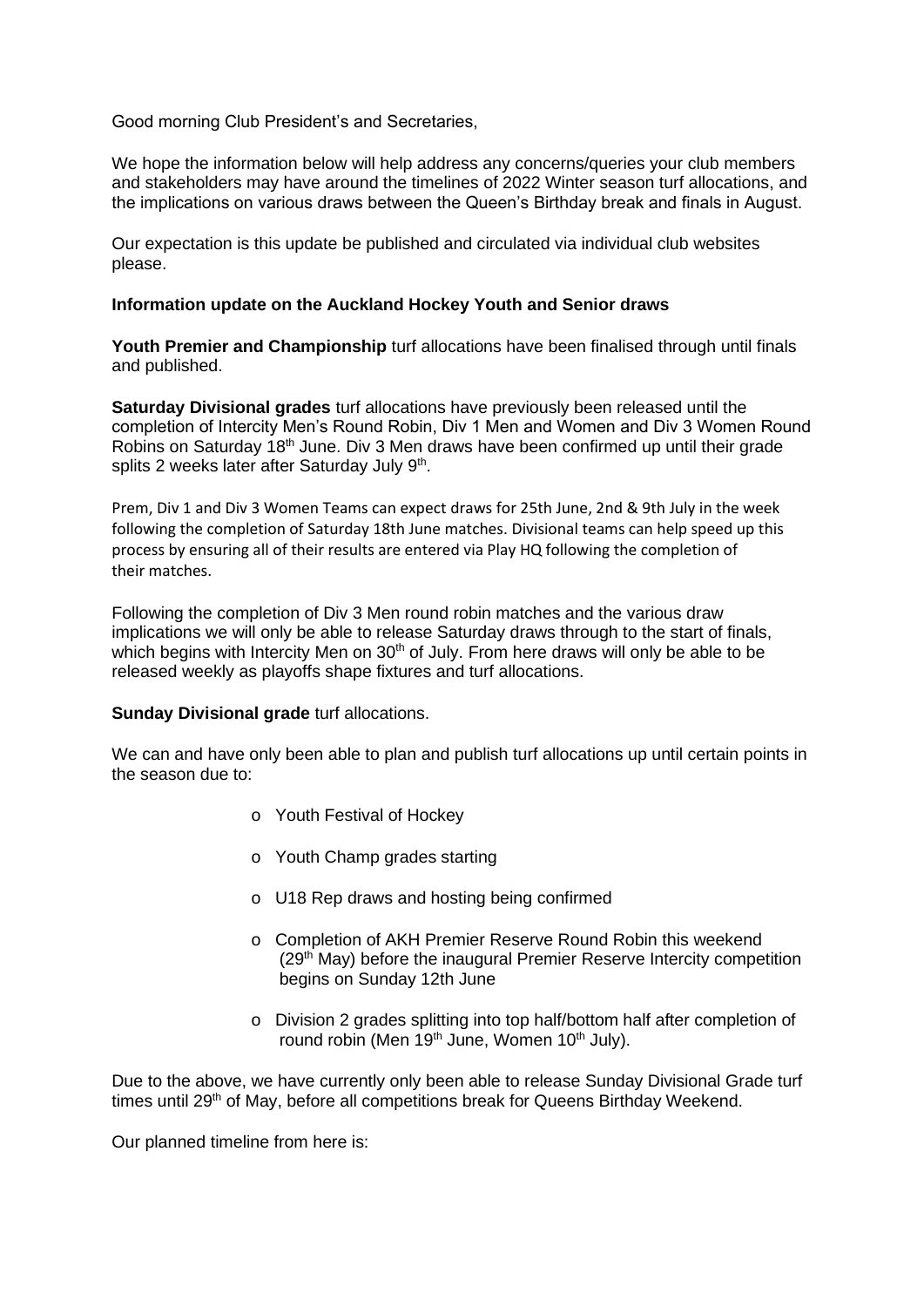Good morning Club President's and Secretaries,

We hope the information below will help address any concerns/queries your club members and stakeholders may have around the timelines of 2022 Winter season turf allocations, and the implications on various draws between the Queen's Birthday break and finals in August.

Our expectation is this update be published and circulated via individual club websites please.

**Information update on the Auckland Hockey Youth and Senior draws**

**Youth Premier and Championship** turf allocations have been finalised through until finals and published.

**Saturday Divisional grades** turf allocations have previously been released until the completion of Intercity Men's Round Robin, Div 1 Men and Women and Div 3 Women Round Robins on Saturday 18th June. Div 3 Men draws have been confirmed up until their grade splits 2 weeks later after Saturday July 9th.

Prem, Div 1 and Div 3 Women Teams can expect draws for 25th June, 2nd & 9th July in the week following the completion of Saturday 18th June matches. Divisional teams can help speed up this process by ensuring all of their results are entered via Play HQ following the completion of their matches.

Following the completion of Div 3 Men round robin matches and the various draw implications we will only be able to release Saturday draws through to the start of finals, which begins with Intercity Men on 30th of July. From here draws will only be able to be released weekly as playoffs shape fixtures and turf allocations.

**Sunday Divisional grade** turf allocations.

We can and have only been able to plan and publish turf allocations up until certain points in the season due to:

- Youth Festival of Hockey
- Youth Champ grades starting
- U18 Rep draws and hosting being confirmed
- Completion of AKH Premier Reserve Round Robin this weekend (29th May) before the inaugural Premier Reserve Intercity competition begins on Sunday 12th June
- Division 2 grades splitting into top half/bottom half after completion of round robin (Men 19th June, Women 10th July).

Due to the above, we have currently only been able to release Sunday Divisional Grade turf times until 29th of May, before all competitions break for Queens Birthday Weekend.

Our planned timeline from here is: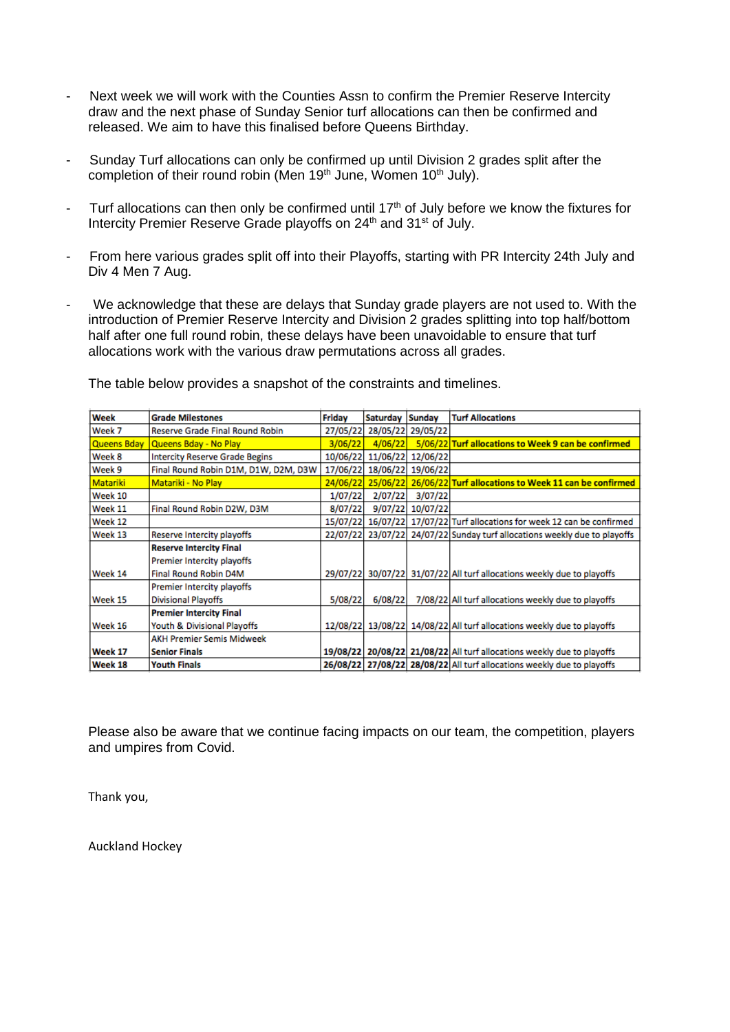- Next week we will work with the Counties Assn to confirm the Premier Reserve Intercity draw and the next phase of Sunday Senior turf allocations can then be confirmed and released. We aim to have this finalised before Queens Birthday.

- Sunday Turf allocations can only be confirmed up until Division 2 grades split after the completion of their round robin (Men 19th June, Women 10th July).

- Turf allocations can then only be confirmed until 17th of July before we know the fixtures for Intercity Premier Reserve Grade playoffs on 24th and 31st of July.

- From here various grades split off into their Playoffs, starting with PR Intercity 24th July and Div 4 Men 7 Aug.

- We acknowledge that these are delays that Sunday grade players are not used to. With the introduction of Premier Reserve Intercity and Division 2 grades splitting into top half/bottom half after one full round robin, these delays have been unavoidable to ensure that turf allocations work with the various draw permutations across all grades.

The table below provides a snapshot of the constraints and timelines.

| Week | Grade Milestones | Friday | Saturday | Sunday | Turf Allocations |
|---|---|---|---|---|---|
| Week 7 | Reserve Grade Final Round Robin | 27/05/22 | 28/05/22 | 29/05/22 | |
| Queens Bday | Queens Bday - No Play | 3/06/22 | 4/06/22 | 5/06/22 | **Turf allocations to Week 9 can be confirmed** |
| Week 8 | Intercity Reserve Grade Begins | 10/06/22 | 11/06/22 | 12/06/22 | |
| Week 9 | Final Round Robin D1M, D1W, D2M, D3W | 17/06/22 | 18/06/22 | 19/06/22 | |
| Matariki | Matariki - No Play | 24/06/22 | 25/06/22 | 26/06/22 | **Turf allocations to Week 11 can be confirmed** |
| Week 10 | | 1/07/22 | 2/07/22 | 3/07/22 | |
| Week 11 | Final Round Robin D2W, D3M | 8/07/22 | 9/07/22 | 10/07/22 | |
| Week 12 | | 15/07/22 | 16/07/22 | 17/07/22 | Turf allocations for week 12 can be confirmed |
| Week 13 | Reserve Intercity playoffs | 22/07/22 | 23/07/22 | 24/07/22 | Sunday turf allocations weekly due to playoffs |
| Week 14 | **Reserve Intercity Final**<br>Premier Intercity playoffs<br>Final Round Robin D4M | 29/07/22 | 30/07/22 | 31/07/22 | All turf allocations weekly due to playoffs |
| Week 15 | Premier Intercity playoffs<br>Divisional Playoffs | 5/08/22 | 6/08/22 | 7/08/22 | All turf allocations weekly due to playoffs |
| Week 16 | **Premier Intercity Final**<br>Youth & Divisional Playoffs | 12/08/22 | 13/08/22 | 14/08/22 | All turf allocations weekly due to playoffs |
| **Week 17** | AKH Premier Semis Midweek<br>**Senior Finals** | **19/08/22** | **20/08/22** | **21/08/22** | All turf allocations weekly due to playoffs |
| **Week 18** | **Youth Finals** | **26/08/22** | **27/08/22** | **28/08/22** | All turf allocations weekly due to playoffs |

Please also be aware that we continue facing impacts on our team, the competition, players and umpires from Covid.

Thank you,

Auckland Hockey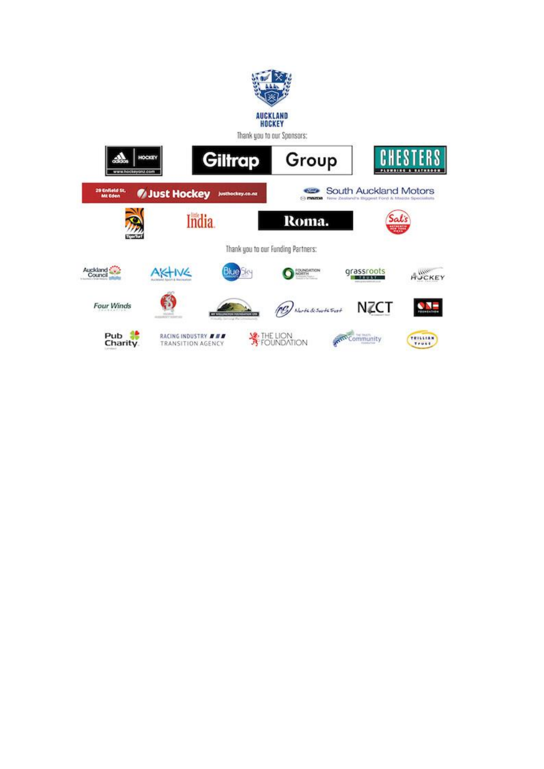AUCKLAND HOCKEY

Thank you to our Sponsors:

Giltrap Group

CHESTERS PLUMBING & BATHROOM

29 Enfield St, Mt Eden — Just Hockey — justhockey.co.nz

South Auckland Motors — New Zealand's Biggest Ford & Mazda Specialists

India

Roma.

Sal's

Thank you to our Funding Partners:

Auckland Council

AKTIVE

Blue Sky

Foundation North

grassroots trust

HOCKEY

Four Winds

NZCT

ONE Foundation

North & South Trust

Pub Charity

RACING INDUSTRY TRANSITION AGENCY

THE LION FOUNDATION

Community

TRILLIAN TRUST